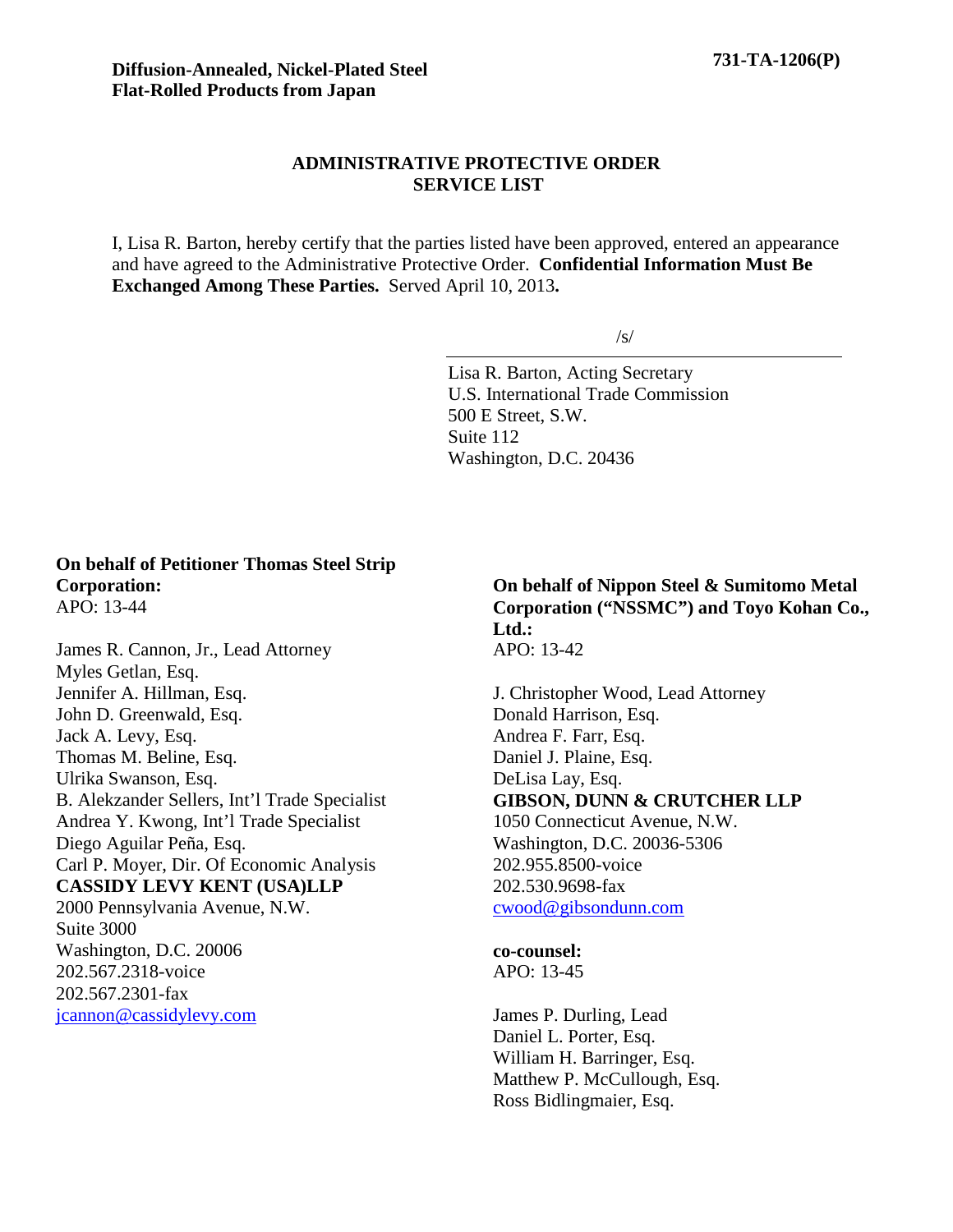**Diffusion-Annealed, Nickel-Plated Steel Flat-Rolled Products from Japan**

**731-TA-1206(P)**

## ADMINISTRATIVE PROTECTIVE ORDER SERVICE LIST

I, Lisa R. Barton, hereby certify that the parties listed have been approved, entered an appearance and have agreed to the Administrative Protective Order. **Confidential Information Must Be Exchanged Among These Parties.** Served April 10, 2013**.**

/s/

Lisa R. Barton, Acting Secretary
U.S. International Trade Commission
500 E Street, S.W.
Suite 112
Washington, D.C. 20436

**On behalf of Petitioner Thomas Steel Strip Corporation:**
APO: 13-44

James R. Cannon, Jr., Lead Attorney
Myles Getlan, Esq.
Jennifer A. Hillman, Esq.
John D. Greenwald, Esq.
Jack A. Levy, Esq.
Thomas M. Beline, Esq.
Ulrika Swanson, Esq.
B. Alekzander Sellers, Int'l Trade Specialist
Andrea Y. Kwong, Int'l Trade Specialist
Diego Aguilar Peña, Esq.
Carl P. Moyer, Dir. Of Economic Analysis
**CASSIDY LEVY KENT (USA)LLP**
2000 Pennsylvania Avenue, N.W.
Suite 3000
Washington, D.C. 20006
202.567.2318-voice
202.567.2301-fax
jcannon@cassidylevy.com

**On behalf of Nippon Steel & Sumitomo Metal Corporation ("NSSMC") and Toyo Kohan Co., Ltd.:**
APO: 13-42

J. Christopher Wood, Lead Attorney
Donald Harrison, Esq.
Andrea F. Farr, Esq.
Daniel J. Plaine, Esq.
DeLisa Lay, Esq.
**GIBSON, DUNN & CRUTCHER LLP**
1050 Connecticut Avenue, N.W.
Washington, D.C. 20036-5306
202.955.8500-voice
202.530.9698-fax
cwood@gibsondunn.com

**co-counsel:**
APO: 13-45

James P. Durling, Lead
Daniel L. Porter, Esq.
William H. Barringer, Esq.
Matthew P. McCullough, Esq.
Ross Bidlingmaier, Esq.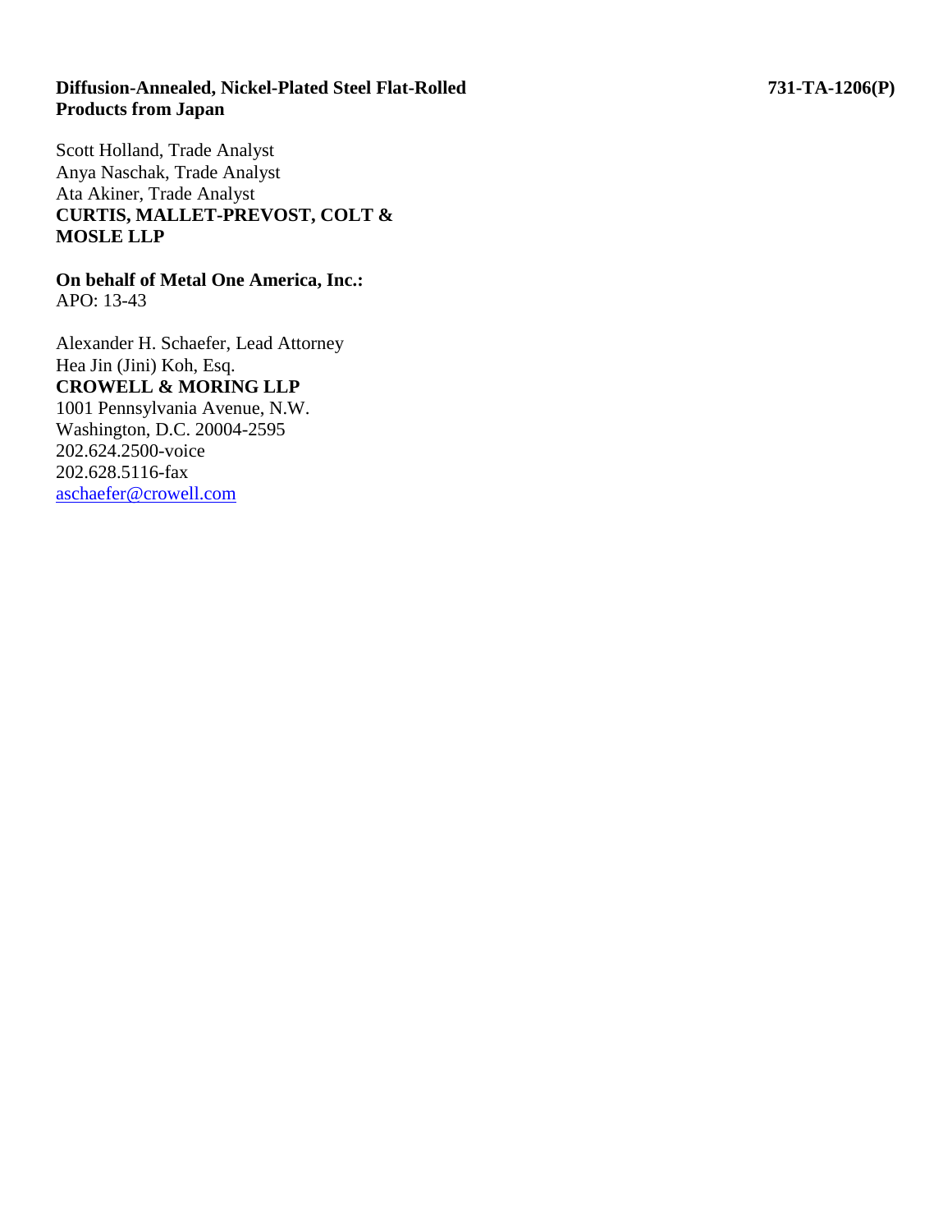**Diffusion-Annealed, Nickel-Plated Steel Flat-Rolled Products from Japan** **731-TA-1206(P)**

Scott Holland, Trade Analyst
Anya Naschak, Trade Analyst
Ata Akiner, Trade Analyst
**CURTIS, MALLET-PREVOST, COLT & MOSLE LLP**

**On behalf of Metal One America, Inc.:**
APO: 13-43

Alexander H. Schaefer, Lead Attorney
Hea Jin (Jini) Koh, Esq.
**CROWELL & MORING LLP**
1001 Pennsylvania Avenue, N.W.
Washington, D.C. 20004-2595
202.624.2500-voice
202.628.5116-fax
aschaefer@crowell.com